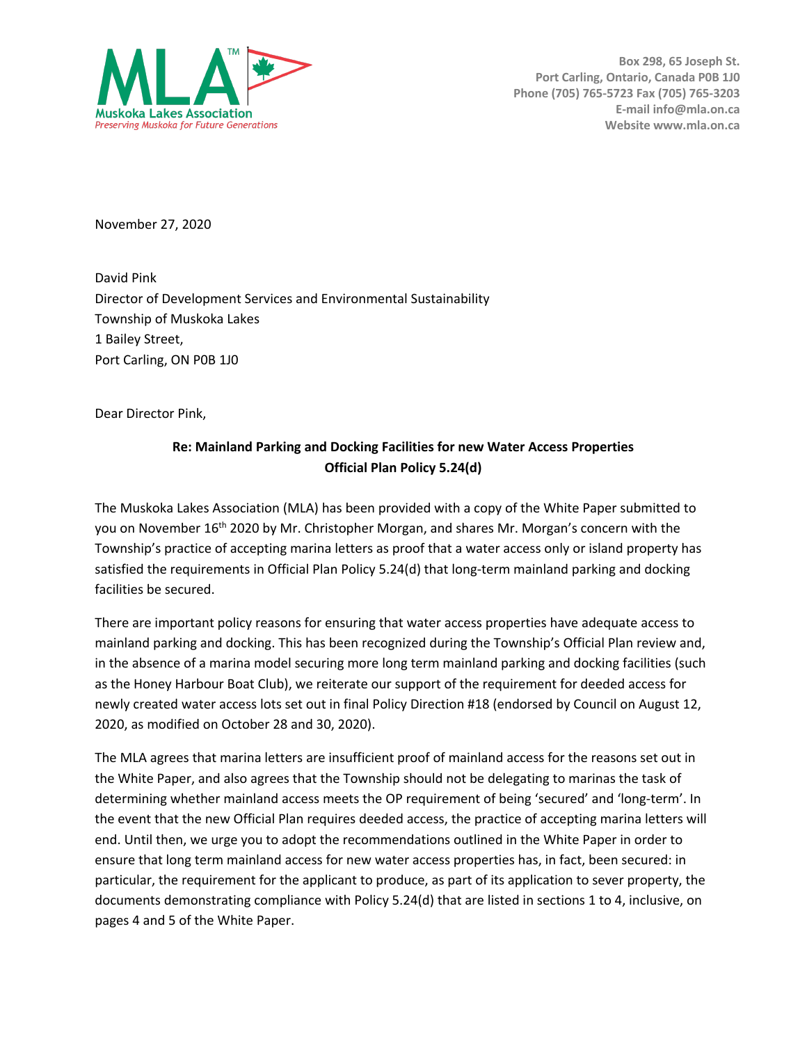**MLA™**
**Muskoka Lakes Association**
*Preserving Muskoka for Future Generations*

**Box 298, 65 Joseph St.**
**Port Carling, Ontario, Canada P0B 1J0**
**Phone (705) 765-5723 Fax (705) 765-3203**
**E-mail info@mla.on.ca**
**Website www.mla.on.ca**

November 27, 2020

David Pink
Director of Development Services and Environmental Sustainability
Township of Muskoka Lakes
1 Bailey Street,
Port Carling, ON P0B 1J0

Dear Director Pink,

**Re: Mainland Parking and Docking Facilities for new Water Access Properties**
**Official Plan Policy 5.24(d)**

The Muskoka Lakes Association (MLA) has been provided with a copy of the White Paper submitted to you on November 16th 2020 by Mr. Christopher Morgan, and shares Mr. Morgan's concern with the Township's practice of accepting marina letters as proof that a water access only or island property has satisfied the requirements in Official Plan Policy 5.24(d) that long-term mainland parking and docking facilities be secured.

There are important policy reasons for ensuring that water access properties have adequate access to mainland parking and docking. This has been recognized during the Township's Official Plan review and, in the absence of a marina model securing more long term mainland parking and docking facilities (such as the Honey Harbour Boat Club), we reiterate our support of the requirement for deeded access for newly created water access lots set out in final Policy Direction #18 (endorsed by Council on August 12, 2020, as modified on October 28 and 30, 2020).

The MLA agrees that marina letters are insufficient proof of mainland access for the reasons set out in the White Paper, and also agrees that the Township should not be delegating to marinas the task of determining whether mainland access meets the OP requirement of being 'secured' and 'long-term'. In the event that the new Official Plan requires deeded access, the practice of accepting marina letters will end. Until then, we urge you to adopt the recommendations outlined in the White Paper in order to ensure that long term mainland access for new water access properties has, in fact, been secured: in particular, the requirement for the applicant to produce, as part of its application to sever property, the documents demonstrating compliance with Policy 5.24(d) that are listed in sections 1 to 4, inclusive, on pages 4 and 5 of the White Paper.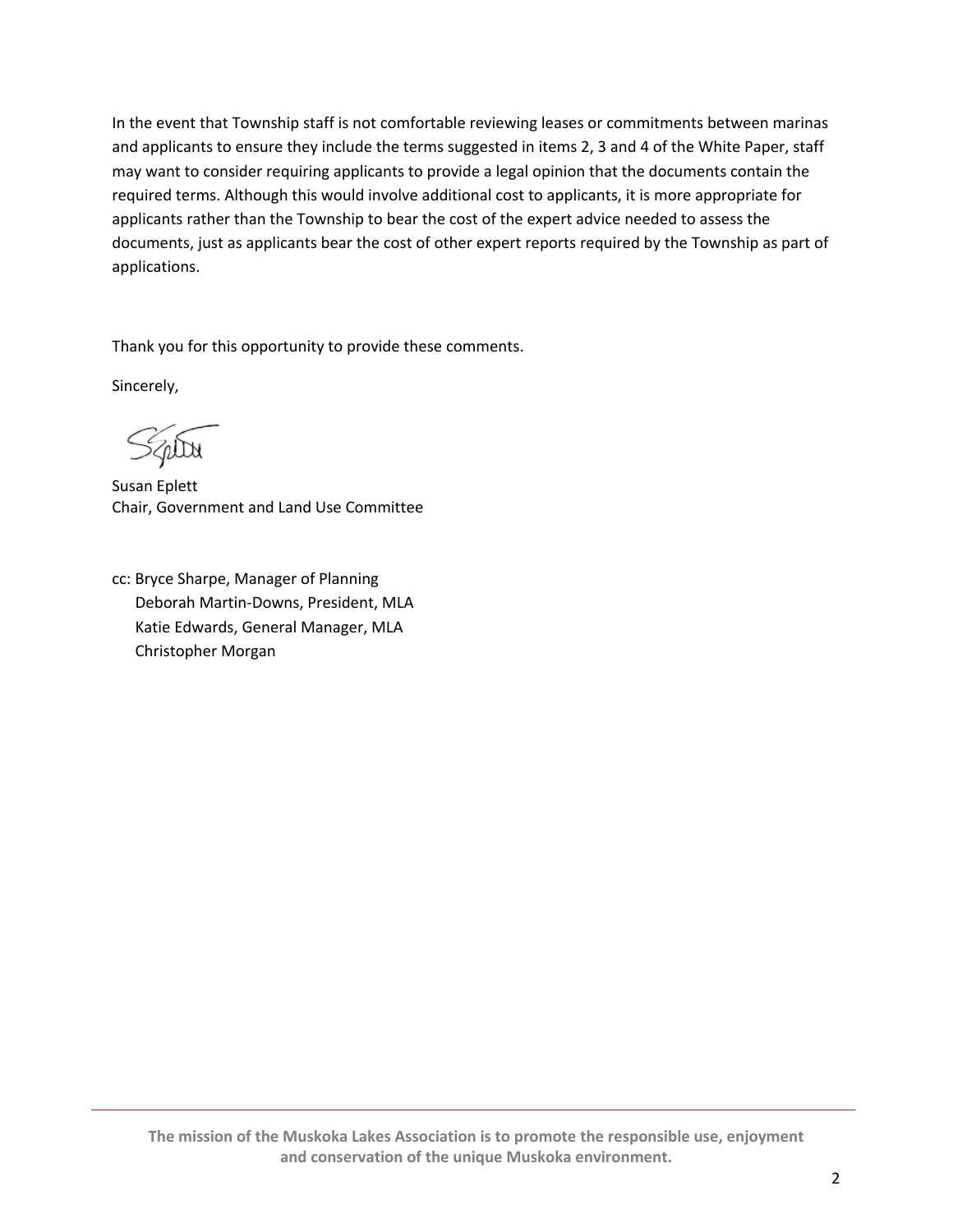In the event that Township staff is not comfortable reviewing leases or commitments between marinas and applicants to ensure they include the terms suggested in items 2, 3 and 4 of the White Paper, staff may want to consider requiring applicants to provide a legal opinion that the documents contain the required terms. Although this would involve additional cost to applicants, it is more appropriate for applicants rather than the Township to bear the cost of the expert advice needed to assess the documents, just as applicants bear the cost of other expert reports required by the Township as part of applications.

Thank you for this opportunity to provide these comments.

Sincerely,

Susan Eplett
Chair, Government and Land Use Committee

cc: Bryce Sharpe, Manager of Planning
Deborah Martin-Downs, President, MLA
Katie Edwards, General Manager, MLA
Christopher Morgan

**The mission of the Muskoka Lakes Association is to promote the responsible use, enjoyment and conservation of the unique Muskoka environment.**